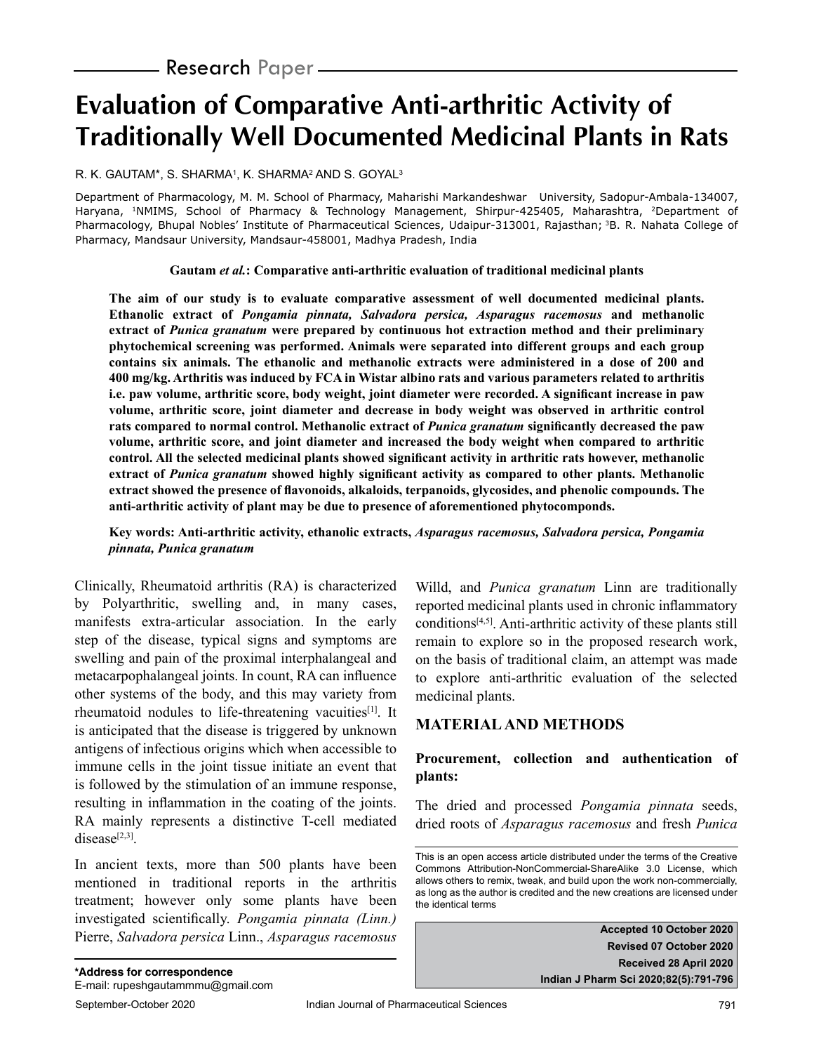Research Paper

# Evaluation of Comparative Anti-arthritic Activity of Traditionally Well Documented Medicinal Plants in Rats

R. K. GAUTAM*, S. SHARMA[1], K. SHARMA[2] AND S. GOYAL[3]

Department of Pharmacology, M. M. School of Pharmacy, Maharishi Markandeshwar University, Sadopur-Ambala-134007, Haryana, [1]NMIMS, School of Pharmacy & Technology Management, Shirpur-425405, Maharashtra, [2]Department of Pharmacology, Bhupal Nobles' Institute of Pharmaceutical Sciences, Udaipur-313001, Rajasthan; [3]B. R. Nahata College of Pharmacy, Mandsaur University, Mandsaur-458001, Madhya Pradesh, India

**Gautam *et al.*: Comparative anti-arthritic evaluation of traditional medicinal plants**

**The aim of our study is to evaluate comparative assessment of well documented medicinal plants. Ethanolic extract of *Pongamia pinnata, Salvadora persica, Asparagus racemosus* and methanolic extract of *Punica granatum* were prepared by continuous hot extraction method and their preliminary phytochemical screening was performed. Animals were separated into different groups and each group contains six animals. The ethanolic and methanolic extracts were administered in a dose of 200 and 400 mg/kg. Arthritis was induced by FCA in Wistar albino rats and various parameters related to arthritis i.e. paw volume, arthritic score, body weight, joint diameter were recorded. A significant increase in paw volume, arthritic score, joint diameter and decrease in body weight was observed in arthritic control rats compared to normal control. Methanolic extract of *Punica granatum* significantly decreased the paw volume, arthritic score, and joint diameter and increased the body weight when compared to arthritic control. All the selected medicinal plants showed significant activity in arthritic rats however, methanolic extract of *Punica granatum* showed highly significant activity as compared to other plants. Methanolic extract showed the presence of flavonoids, alkaloids, terpanoids, glycosides, and phenolic compounds. The anti-arthritic activity of plant may be due to presence of aforementioned phytocomponds.**

**Key words: Anti-arthritic activity, ethanolic extracts, *Asparagus racemosus, Salvadora persica, Pongamia pinnata, Punica granatum***

Clinically, Rheumatoid arthritis (RA) is characterized by Polyarthritic, swelling and, in many cases, manifests extra-articular association. In the early step of the disease, typical signs and symptoms are swelling and pain of the proximal interphalangeal and metacarpophalangeal joints. In count, RA can influence other systems of the body, and this may variety from rheumatoid nodules to life-threatening vacuities[1]. It is anticipated that the disease is triggered by unknown antigens of infectious origins which when accessible to immune cells in the joint tissue initiate an event that is followed by the stimulation of an immune response, resulting in inflammation in the coating of the joints. RA mainly represents a distinctive T-cell mediated disease[2,3].

In ancient texts, more than 500 plants have been mentioned in traditional reports in the arthritis treatment; however only some plants have been investigated scientifically. *Pongamia pinnata (Linn.)* Pierre, *Salvadora persica* Linn., *Asparagus racemosus* Willd, and *Punica granatum* Linn are traditionally reported medicinal plants used in chronic inflammatory conditions[4,5]. Anti-arthritic activity of these plants still remain to explore so in the proposed research work, on the basis of traditional claim, an attempt was made to explore anti-arthritic evaluation of the selected medicinal plants.

## MATERIAL AND METHODS

### Procurement, collection and authentication of plants:

The dried and processed *Pongamia pinnata* seeds, dried roots of *Asparagus racemosus* and fresh *Punica*

*Address for correspondence
E-mail: rupeshgautammmu@gmail.com

This is an open access article distributed under the terms of the Creative Commons Attribution-NonCommercial-ShareAlike 3.0 License, which allows others to remix, tweak, and build upon the work non-commercially, as long as the author is credited and the new creations are licensed under the identical terms

Accepted 10 October 2020
Revised 07 October 2020
Received 28 April 2020
Indian J Pharm Sci 2020;82(5):791-796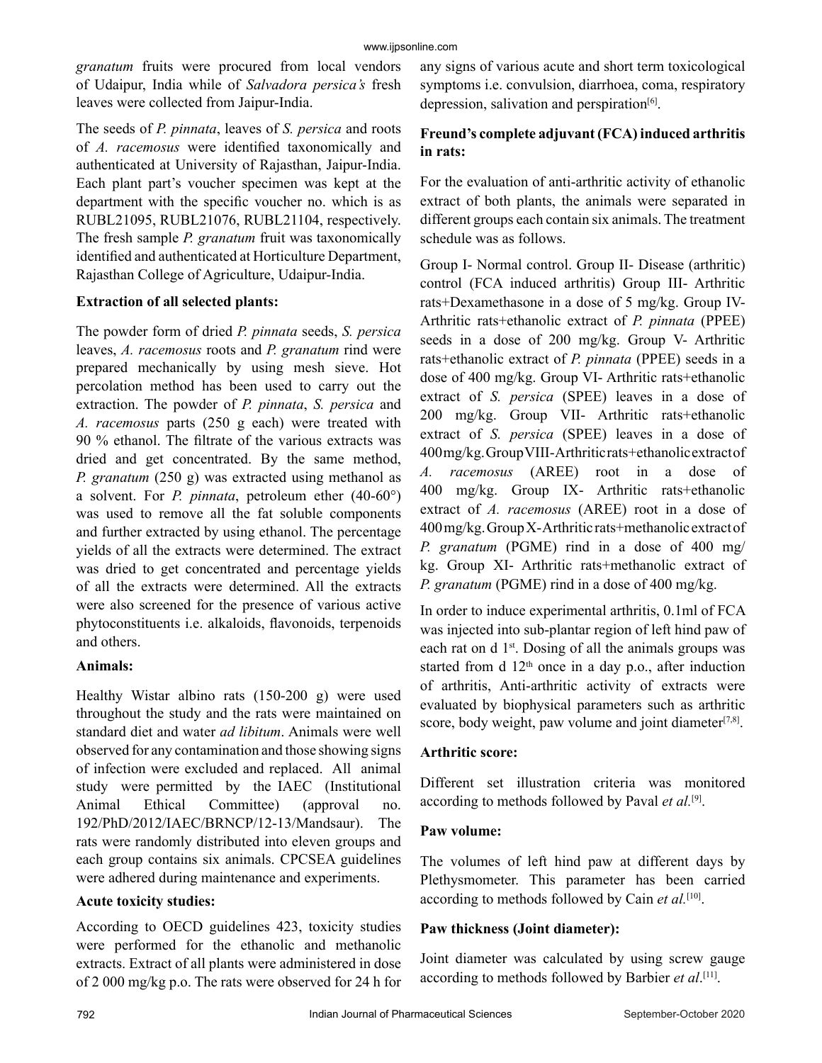*granatum* fruits were procured from local vendors of Udaipur, India while of *Salvadora persica's* fresh leaves were collected from Jaipur-India.

The seeds of *P. pinnata*, leaves of *S. persica* and roots of *A. racemosus* were identified taxonomically and authenticated at University of Rajasthan, Jaipur-India. Each plant part's voucher specimen was kept at the department with the specific voucher no. which is as RUBL21095, RUBL21076, RUBL21104, respectively. The fresh sample *P. granatum* fruit was taxonomically identified and authenticated at Horticulture Department, Rajasthan College of Agriculture, Udaipur-India.

**Extraction of all selected plants:**

The powder form of dried *P. pinnata* seeds, *S. persica* leaves, *A. racemosus* roots and *P. granatum* rind were prepared mechanically by using mesh sieve. Hot percolation method has been used to carry out the extraction. The powder of *P. pinnata*, *S. persica* and *A. racemosus* parts (250 g each) were treated with 90 % ethanol. The filtrate of the various extracts was dried and get concentrated. By the same method, *P. granatum* (250 g) was extracted using methanol as a solvent. For *P. pinnata*, petroleum ether (40-60°) was used to remove all the fat soluble components and further extracted by using ethanol. The percentage yields of all the extracts were determined. The extract was dried to get concentrated and percentage yields of all the extracts were determined. All the extracts were also screened for the presence of various active phytoconstituents i.e. alkaloids, flavonoids, terpenoids and others.

**Animals:**

Healthy Wistar albino rats (150-200 g) were used throughout the study and the rats were maintained on standard diet and water *ad libitum*. Animals were well observed for any contamination and those showing signs of infection were excluded and replaced. All animal study were permitted by the IAEC (Institutional Animal Ethical Committee) (approval no. 192/PhD/2012/IAEC/BRNCP/12-13/Mandsaur). The rats were randomly distributed into eleven groups and each group contains six animals. CPCSEA guidelines were adhered during maintenance and experiments.

**Acute toxicity studies:**

According to OECD guidelines 423, toxicity studies were performed for the ethanolic and methanolic extracts. Extract of all plants were administered in dose of 2 000 mg/kg p.o. The rats were observed for 24 h for any signs of various acute and short term toxicological symptoms i.e. convulsion, diarrhoea, coma, respiratory depression, salivation and perspiration[6].

**Freund's complete adjuvant (FCA) induced arthritis in rats:**

For the evaluation of anti-arthritic activity of ethanolic extract of both plants, the animals were separated in different groups each contain six animals. The treatment schedule was as follows.

Group I- Normal control. Group II- Disease (arthritic) control (FCA induced arthritis) Group III- Arthritic rats+Dexamethasone in a dose of 5 mg/kg. Group IV- Arthritic rats+ethanolic extract of *P. pinnata* (PPEE) seeds in a dose of 200 mg/kg. Group V- Arthritic rats+ethanolic extract of *P. pinnata* (PPEE) seeds in a dose of 400 mg/kg. Group VI- Arthritic rats+ethanolic extract of *S. persica* (SPEE) leaves in a dose of 200 mg/kg. Group VII- Arthritic rats+ethanolic extract of *S. persica* (SPEE) leaves in a dose of 400 mg/kg. Group VIII- Arthritic rats+ethanolic extract of *A. racemosus* (AREE) root in a dose of 400 mg/kg. Group IX- Arthritic rats+ethanolic extract of *A. racemosus* (AREE) root in a dose of 400 mg/kg. Group X- Arthritic rats+methanolic extract of *P. granatum* (PGME) rind in a dose of 400 mg/kg. Group XI- Arthritic rats+methanolic extract of *P. granatum* (PGME) rind in a dose of 400 mg/kg.

In order to induce experimental arthritis, 0.1ml of FCA was injected into sub-plantar region of left hind paw of each rat on d 1st. Dosing of all the animals groups was started from d 12th once in a day p.o., after induction of arthritis, Anti-arthritic activity of extracts were evaluated by biophysical parameters such as arthritic score, body weight, paw volume and joint diameter[7,8].

**Arthritic score:**

Different set illustration criteria was monitored according to methods followed by Paval *et al.*[9].

**Paw volume:**

The volumes of left hind paw at different days by Plethysmometer. This parameter has been carried according to methods followed by Cain *et al.*[10].

**Paw thickness (Joint diameter):**

Joint diameter was calculated by using screw gauge according to methods followed by Barbier *et al*.[11].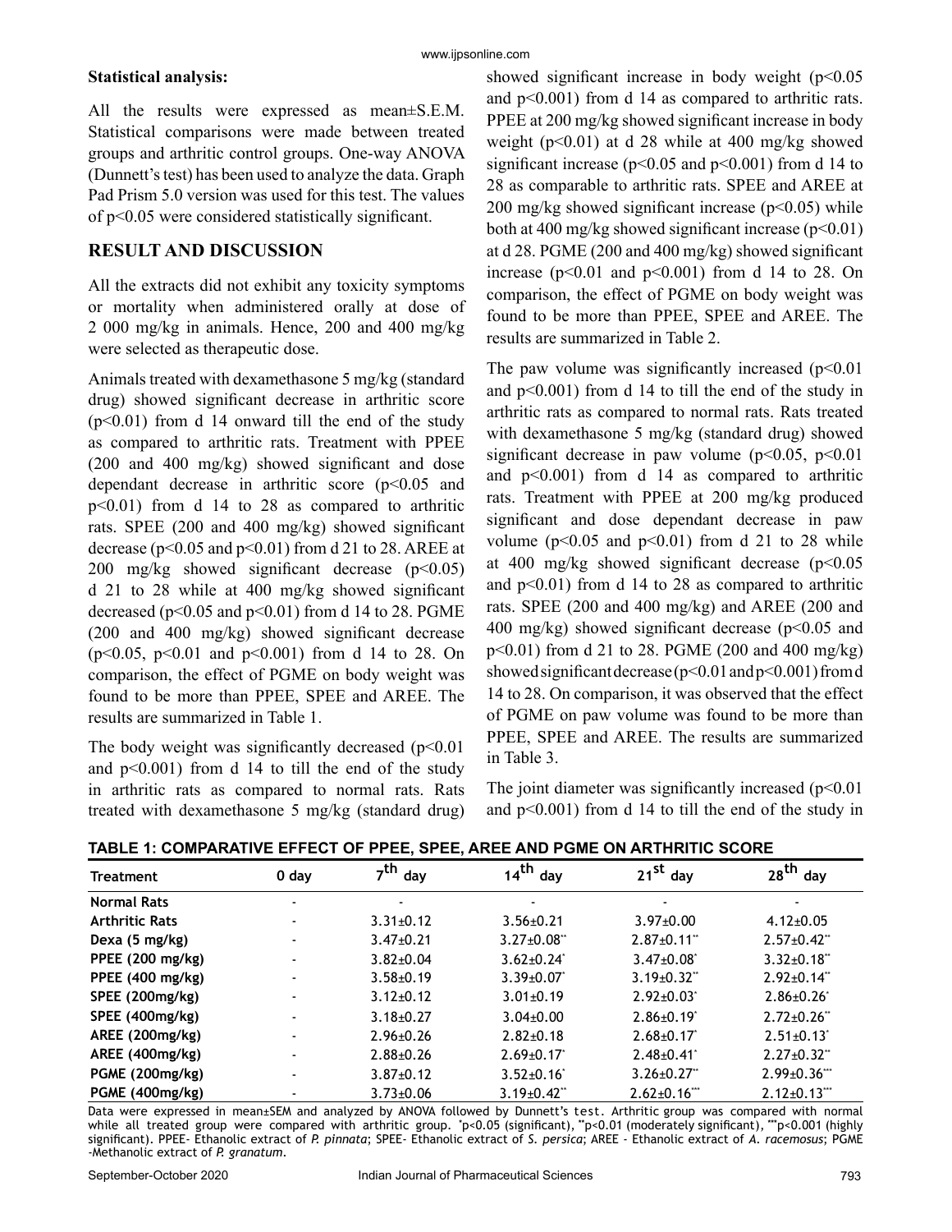**Statistical analysis:**

All the results were expressed as mean±S.E.M. Statistical comparisons were made between treated groups and arthritic control groups. One-way ANOVA (Dunnett's test) has been used to analyze the data. Graph Pad Prism 5.0 version was used for this test. The values of $p<0.05$ were considered statistically significant.

## RESULT AND DISCUSSION

All the extracts did not exhibit any toxicity symptoms or mortality when administered orally at dose of 2 000 mg/kg in animals. Hence, 200 and 400 mg/kg were selected as therapeutic dose.

Animals treated with dexamethasone 5 mg/kg (standard drug) showed significant decrease in arthritic score ($p<0.01$) from d 14 onward till the end of the study as compared to arthritic rats. Treatment with PPEE (200 and 400 mg/kg) showed significant and dose dependant decrease in arthritic score ($p<0.05$ and $p<0.01$) from d 14 to 28 as compared to arthritic rats. SPEE (200 and 400 mg/kg) showed significant decrease ($p<0.05$ and $p<0.01$) from d 21 to 28. AREE at 200 mg/kg showed significant decrease ($p<0.05$) d 21 to 28 while at 400 mg/kg showed significant decreased ($p<0.05$ and $p<0.01$) from d 14 to 28. PGME (200 and 400 mg/kg) showed significant decrease ($p<0.05$, $p<0.01$ and $p<0.001$) from d 14 to 28. On comparison, the effect of PGME on body weight was found to be more than PPEE, SPEE and AREE. The results are summarized in Table 1.

The body weight was significantly decreased ($p<0.01$ and $p<0.001$) from d 14 to till the end of the study in arthritic rats as compared to normal rats. Rats treated with dexamethasone 5 mg/kg (standard drug) showed significant increase in body weight ($p<0.05$ and $p<0.001$) from d 14 as compared to arthritic rats. PPEE at 200 mg/kg showed significant increase in body weight ($p<0.01$) at d 28 while at 400 mg/kg showed significant increase ($p<0.05$ and $p<0.001$) from d 14 to 28 as comparable to arthritic rats. SPEE and AREE at 200 mg/kg showed significant increase ($p<0.05$) while both at 400 mg/kg showed significant increase ($p<0.01$) at d 28. PGME (200 and 400 mg/kg) showed significant increase ($p<0.01$ and $p<0.001$) from d 14 to 28. On comparison, the effect of PGME on body weight was found to be more than PPEE, SPEE and AREE. The results are summarized in Table 2.

The paw volume was significantly increased ($p<0.01$ and $p<0.001$) from d 14 to till the end of the study in arthritic rats as compared to normal rats. Rats treated with dexamethasone 5 mg/kg (standard drug) showed significant decrease in paw volume ($p<0.05$, $p<0.01$ and $p<0.001$) from d 14 as compared to arthritic rats. Treatment with PPEE at 200 mg/kg produced significant and dose dependant decrease in paw volume ($p<0.05$ and $p<0.01$) from d 21 to 28 while at 400 mg/kg showed significant decrease ($p<0.05$ and $p<0.01$) from d 14 to 28 as compared to arthritic rats. SPEE (200 and 400 mg/kg) and AREE (200 and 400 mg/kg) showed significant decrease ($p<0.05$ and $p<0.01$) from d 21 to 28. PGME (200 and 400 mg/kg) showed significant decrease ($p<0.01$ and $p<0.001$) from d 14 to 28. On comparison, it was observed that the effect of PGME on paw volume was found to be more than PPEE, SPEE and AREE. The results are summarized in Table 3.

The joint diameter was significantly increased ($p<0.01$ and $p<0.001$) from d 14 to till the end of the study in

**TABLE 1: COMPARATIVE EFFECT OF PPEE, SPEE, AREE AND PGME ON ARTHRITIC SCORE**

| Treatment | 0 day | 7th day | 14th day | 21st day | 28th day |
|---|---|---|---|---|---|
| Normal Rats | - | - | - | - | - |
| Arthritic Rats | - | 3.31±0.12 | 3.56±0.21 | 3.97±0.00 | 4.12±0.05 |
| Dexa (5 mg/kg) | - | 3.47±0.21 | 3.27±0.08** | 2.87±0.11** | 2.57±0.42** |
| PPEE (200 mg/kg) | - | 3.82±0.04 | 3.62±0.24* | 3.47±0.08* | 3.32±0.18** |
| PPEE (400 mg/kg) | - | 3.58±0.19 | 3.39±0.07* | 3.19±0.32** | 2.92±0.14** |
| SPEE (200mg/kg) | - | 3.12±0.12 | 3.01±0.19 | 2.92±0.03* | 2.86±0.26* |
| SPEE (400mg/kg) | - | 3.18±0.27 | 3.04±0.00 | 2.86±0.19* | 2.72±0.26** |
| AREE (200mg/kg) | - | 2.96±0.26 | 2.82±0.18 | 2.68±0.17* | 2.51±0.13* |
| AREE (400mg/kg) | - | 2.88±0.26 | 2.69±0.17* | 2.48±0.41* | 2.27±0.32** |
| PGME (200mg/kg) | - | 3.87±0.12 | 3.52±0.16* | 3.26±0.27** | 2.99±0.36*** |
| PGME (400mg/kg) | - | 3.73±0.06 | 3.19±0.42** | 2.62±0.16*** | 2.12±0.13*** |

Data were expressed in mean±SEM and analyzed by ANOVA followed by Dunnett's test. Arthritic group was compared with normal while all treated group were compared with arthritic group. *$p<0.05$ (significant), **$p<0.01$ (moderately significant), ***$p<0.001$ (highly significant). PPEE- Ethanolic extract of *P. pinnata*; SPEE- Ethanolic extract of *S. persica*; AREE - Ethanolic extract of *A. racemosus*; PGME -Methanolic extract of *P. granatum*.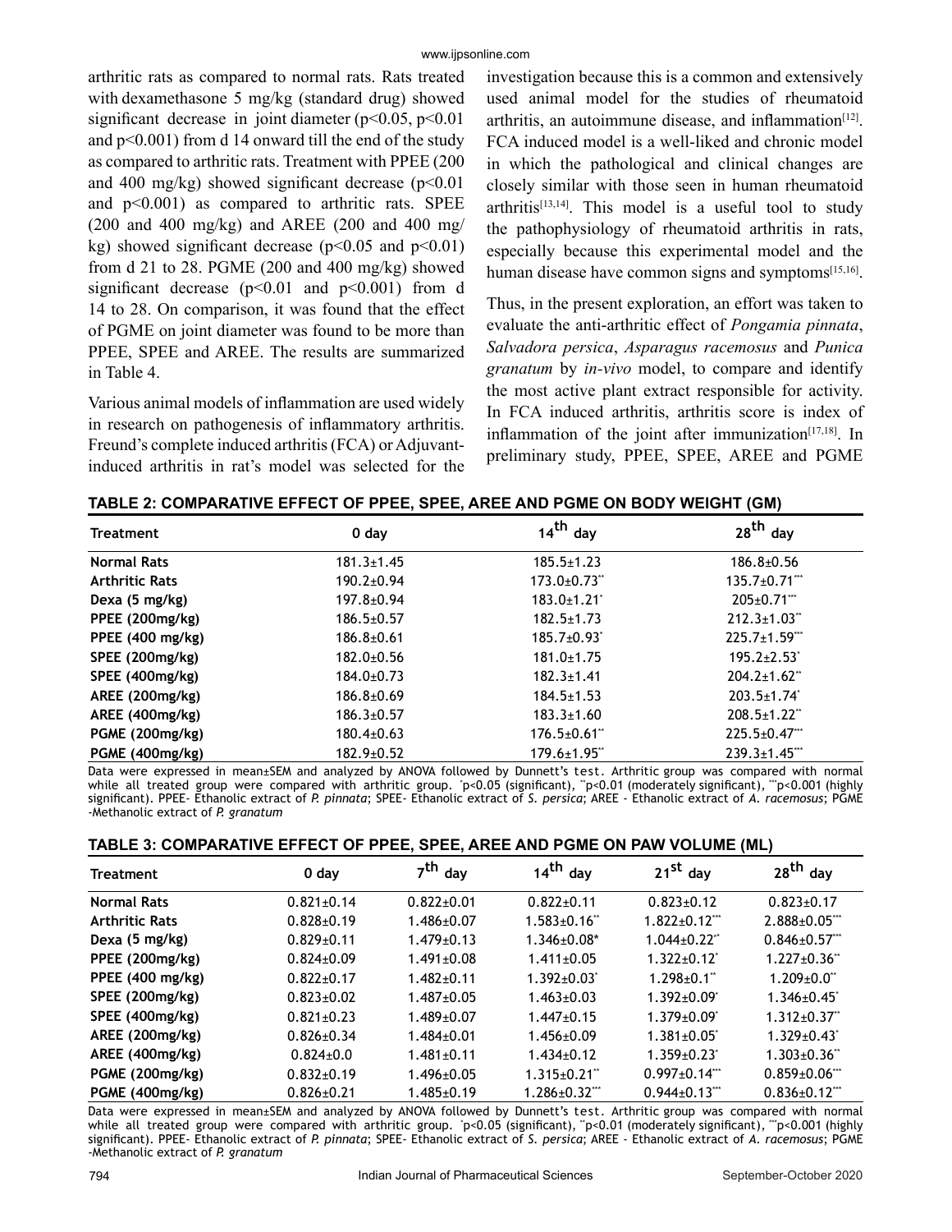arthritic rats as compared to normal rats. Rats treated with dexamethasone 5 mg/kg (standard drug) showed significant decrease in joint diameter ($p<0.05$, $p<0.01$ and $p<0.001$) from d 14 onward till the end of the study as compared to arthritic rats. Treatment with PPEE (200 and 400 mg/kg) showed significant decrease ($p<0.01$ and $p<0.001$) as compared to arthritic rats. SPEE (200 and 400 mg/kg) and AREE (200 and 400 mg/kg) showed significant decrease ($p<0.05$ and $p<0.01$) from d 21 to 28. PGME (200 and 400 mg/kg) showed significant decrease ($p<0.01$ and $p<0.001$) from d 14 to 28. On comparison, it was found that the effect of PGME on joint diameter was found to be more than PPEE, SPEE and AREE. The results are summarized in Table 4.

Various animal models of inflammation are used widely in research on pathogenesis of inflammatory arthritis. Freund's complete induced arthritis (FCA) or Adjuvant-induced arthritis in rat's model was selected for the investigation because this is a common and extensively used animal model for the studies of rheumatoid arthritis, an autoimmune disease, and inflammation[12]. FCA induced model is a well-liked and chronic model in which the pathological and clinical changes are closely similar with those seen in human rheumatoid arthritis[13,14]. This model is a useful tool to study the pathophysiology of rheumatoid arthritis in rats, especially because this experimental model and the human disease have common signs and symptoms[15,16].

Thus, in the present exploration, an effort was taken to evaluate the anti-arthritic effect of *Pongamia pinnata*, *Salvadora persica*, *Asparagus racemosus* and *Punica granatum* by *in-vivo* model, to compare and identify the most active plant extract responsible for activity. In FCA induced arthritis, arthritis score is index of inflammation of the joint after immunization[17,18]. In preliminary study, PPEE, SPEE, AREE and PGME

**TABLE 2: COMPARATIVE EFFECT OF PPEE, SPEE, AREE AND PGME ON BODY WEIGHT (GM)**

| Treatment | 0 day | 14th day | 28th day |
|---|---|---|---|
| **Normal Rats** | 181.3±1.45 | 185.5±1.23 | 186.8±0.56 |
| **Arthritic Rats** | 190.2±0.94 | 173.0±0.73** | 135.7±0.71*** |
| **Dexa (5 mg/kg)** | 197.8±0.94 | 183.0±1.21* | 205±0.71*** |
| **PPEE (200mg/kg)** | 186.5±0.57 | 182.5±1.73 | 212.3±1.03** |
| **PPEE (400 mg/kg)** | 186.8±0.61 | 185.7±0.93* | 225.7±1.59*** |
| **SPEE (200mg/kg)** | 182.0±0.56 | 181.0±1.75 | 195.2±2.53* |
| **SPEE (400mg/kg)** | 184.0±0.73 | 182.3±1.41 | 204.2±1.62** |
| **AREE (200mg/kg)** | 186.8±0.69 | 184.5±1.53 | 203.5±1.74* |
| **AREE (400mg/kg)** | 186.3±0.57 | 183.3±1.60 | 208.5±1.22** |
| **PGME (200mg/kg)** | 180.4±0.63 | 176.5±0.61** | 225.5±0.47*** |
| **PGME (400mg/kg)** | 182.9±0.52 | 179.6±1.95** | 239.3±1.45*** |

Data were expressed in mean±SEM and analyzed by ANOVA followed by Dunnett's test. Arthritic group was compared with normal while all treated group were compared with arthritic group. *p<0.05 (significant), **p<0.01 (moderately significant), ***p<0.001 (highly significant). PPEE- Ethanolic extract of *P. pinnata*; SPEE- Ethanolic extract of *S. persica*; AREE - Ethanolic extract of *A. racemosus*; PGME -Methanolic extract of *P. granatum*

**TABLE 3: COMPARATIVE EFFECT OF PPEE, SPEE, AREE AND PGME ON PAW VOLUME (ML)**

| Treatment | 0 day | 7th day | 14th day | 21st day | 28th day |
|---|---|---|---|---|---|
| **Normal Rats** | 0.821±0.14 | 0.822±0.01 | 0.822±0.11 | 0.823±0.12 | 0.823±0.17 |
| **Arthritic Rats** | 0.828±0.19 | 1.486±0.07 | 1.583±0.16** | 1.822±0.12*** | 2.888±0.05*** |
| **Dexa (5 mg/kg)** | 0.829±0.11 | 1.479±0.13 | 1.346±0.08* | 1.044±0.22** | 0.846±0.57*** |
| **PPEE (200mg/kg)** | 0.824±0.09 | 1.491±0.08 | 1.411±0.05 | 1.322±0.12* | 1.227±0.36** |
| **PPEE (400 mg/kg)** | 0.822±0.17 | 1.482±0.11 | 1.392±0.03* | 1.298±0.1** | 1.209±0.0** |
| **SPEE (200mg/kg)** | 0.823±0.02 | 1.487±0.05 | 1.463±0.03 | 1.392±0.09* | 1.346±0.45* |
| **SPEE (400mg/kg)** | 0.821±0.23 | 1.489±0.07 | 1.447±0.15 | 1.379±0.09* | 1.312±0.37** |
| **AREE (200mg/kg)** | 0.826±0.34 | 1.484±0.01 | 1.456±0.09 | 1.381±0.05* | 1.329±0.43* |
| **AREE (400mg/kg)** | 0.824±0.0 | 1.481±0.11 | 1.434±0.12 | 1.359±0.23* | 1.303±0.36** |
| **PGME (200mg/kg)** | 0.832±0.19 | 1.496±0.05 | 1.315±0.21** | 0.997±0.14*** | 0.859±0.06*** |
| **PGME (400mg/kg)** | 0.826±0.21 | 1.485±0.19 | 1.286±0.32*** | 0.944±0.13*** | 0.836±0.12*** |

Data were expressed in mean±SEM and analyzed by ANOVA followed by Dunnett's test. Arthritic group was compared with normal while all treated group were compared with arthritic group. *p<0.05 (significant), **p<0.01 (moderately significant), ***p<0.001 (highly significant). PPEE- Ethanolic extract of *P. pinnata*; SPEE- Ethanolic extract of *S. persica*; AREE - Ethanolic extract of *A. racemosus*; PGME -Methanolic extract of *P. granatum*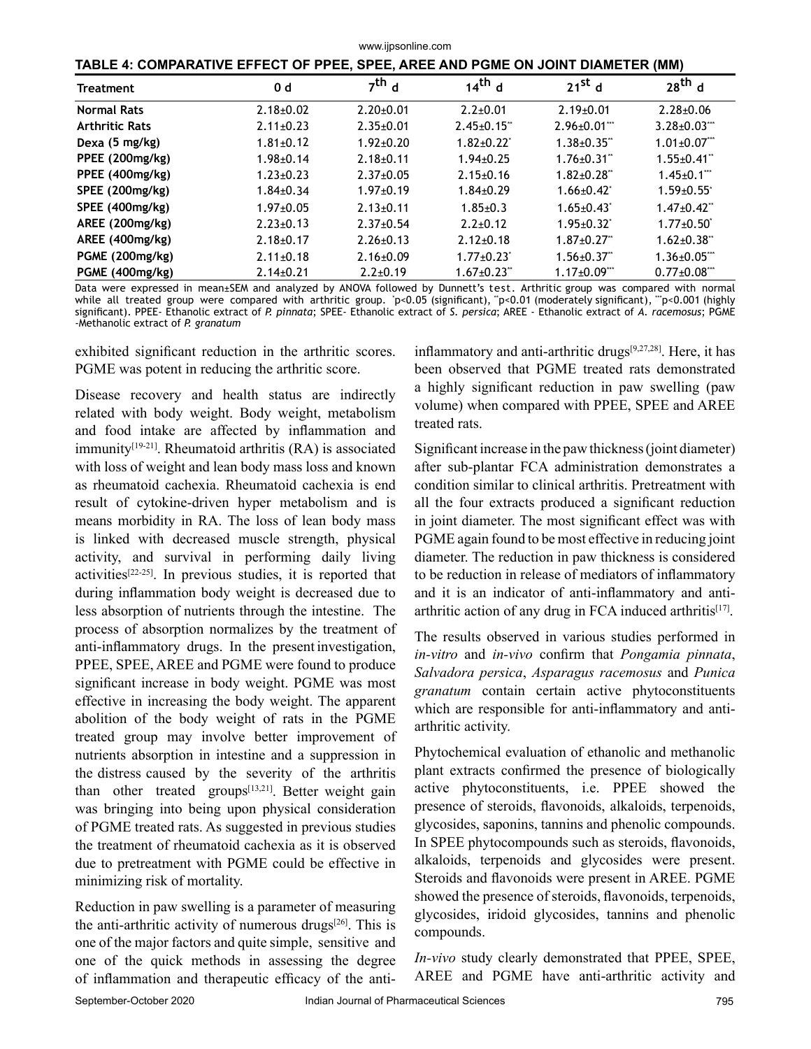**TABLE 4: COMPARATIVE EFFECT OF PPEE, SPEE, AREE AND PGME ON JOINT DIAMETER (MM)**

| Treatment | 0 d | 7th d | 14th d | 21st d | 28th d |
|---|---|---|---|---|---|
| Normal Rats | 2.18±0.02 | 2.20±0.01 | 2.2±0.01 | 2.19±0.01 | 2.28±0.06 |
| Arthritic Rats | 2.11±0.23 | 2.35±0.01 | 2.45±0.15** | 2.96±0.01*** | 3.28±0.03*** |
| Dexa (5 mg/kg) | 1.81±0.12 | 1.92±0.20 | 1.82±0.22* | 1.38±0.35** | 1.01±0.07*** |
| PPEE (200mg/kg) | 1.98±0.14 | 2.18±0.11 | 1.94±0.25 | 1.76±0.31** | 1.55±0.41** |
| PPEE (400mg/kg) | 1.23±0.23 | 2.37±0.05 | 2.15±0.16 | 1.82±0.28** | 1.45±0.1*** |
| SPEE (200mg/kg) | 1.84±0.34 | 1.97±0.19 | 1.84±0.29 | 1.66±0.42* | 1.59±0.55* |
| SPEE (400mg/kg) | 1.97±0.05 | 2.13±0.11 | 1.85±0.3 | 1.65±0.43* | 1.47±0.42** |
| AREE (200mg/kg) | 2.23±0.13 | 2.37±0.54 | 2.2±0.12 | 1.95±0.32* | 1.77±0.50* |
| AREE (400mg/kg) | 2.18±0.17 | 2.26±0.13 | 2.12±0.18 | 1.87±0.27** | 1.62±0.38** |
| PGME (200mg/kg) | 2.11±0.18 | 2.16±0.09 | 1.77±0.23* | 1.56±0.37** | 1.36±0.05*** |
| PGME (400mg/kg) | 2.14±0.21 | 2.2±0.19 | 1.67±0.23** | 1.17±0.09*** | 0.77±0.08*** |

Data were expressed in mean±SEM and analyzed by ANOVA followed by Dunnett's test. Arthritic group was compared with normal while all treated group were compared with arthritic group. *p<0.05 (significant), **p<0.01 (moderately significant), ***p<0.001 (highly significant). PPEE- Ethanolic extract of *P. pinnata*; SPEE- Ethanolic extract of *S. persica*; AREE - Ethanolic extract of *A. racemosus*; PGME -Methanolic extract of *P. granatum*

exhibited significant reduction in the arthritic scores. PGME was potent in reducing the arthritic score.

Disease recovery and health status are indirectly related with body weight. Body weight, metabolism and food intake are affected by inflammation and immunity[19-21]. Rheumatoid arthritis (RA) is associated with loss of weight and lean body mass loss and known as rheumatoid cachexia. Rheumatoid cachexia is end result of cytokine-driven hyper metabolism and is means morbidity in RA. The loss of lean body mass is linked with decreased muscle strength, physical activity, and survival in performing daily living activities[22-25]. In previous studies, it is reported that during inflammation body weight is decreased due to less absorption of nutrients through the intestine. The process of absorption normalizes by the treatment of anti-inflammatory drugs. In the present investigation, PPEE, SPEE, AREE and PGME were found to produce significant increase in body weight. PGME was most effective in increasing the body weight. The apparent abolition of the body weight of rats in the PGME treated group may involve better improvement of nutrients absorption in intestine and a suppression in the distress caused by the severity of the arthritis than other treated groups[13,21]. Better weight gain was bringing into being upon physical consideration of PGME treated rats. As suggested in previous studies the treatment of rheumatoid cachexia as it is observed due to pretreatment with PGME could be effective in minimizing risk of mortality.

Reduction in paw swelling is a parameter of measuring the anti-arthritic activity of numerous drugs[26]. This is one of the major factors and quite simple, sensitive and one of the quick methods in assessing the degree of inflammation and therapeutic efficacy of the anti-inflammatory and anti-arthritic drugs[9,27,28]. Here, it has been observed that PGME treated rats demonstrated a highly significant reduction in paw swelling (paw volume) when compared with PPEE, SPEE and AREE treated rats.

Significant increase in the paw thickness (joint diameter) after sub-plantar FCA administration demonstrates a condition similar to clinical arthritis. Pretreatment with all the four extracts produced a significant reduction in joint diameter. The most significant effect was with PGME again found to be most effective in reducing joint diameter. The reduction in paw thickness is considered to be reduction in release of mediators of inflammatory and it is an indicator of anti-inflammatory and anti-arthritic action of any drug in FCA induced arthritis[17].

The results observed in various studies performed in *in-vitro* and *in-vivo* confirm that *Pongamia pinnata*, *Salvadora persica*, *Asparagus racemosus* and *Punica granatum* contain certain active phytoconstituents which are responsible for anti-inflammatory and anti-arthritic activity.

Phytochemical evaluation of ethanolic and methanolic plant extracts confirmed the presence of biologically active phytoconstituents, i.e. PPEE showed the presence of steroids, flavonoids, alkaloids, terpenoids, glycosides, saponins, tannins and phenolic compounds. In SPEE phytocompounds such as steroids, flavonoids, alkaloids, terpenoids and glycosides were present. Steroids and flavonoids were present in AREE. PGME showed the presence of steroids, flavonoids, terpenoids, glycosides, iridoid glycosides, tannins and phenolic compounds.

*In-vivo* study clearly demonstrated that PPEE, SPEE, AREE and PGME have anti-arthritic activity and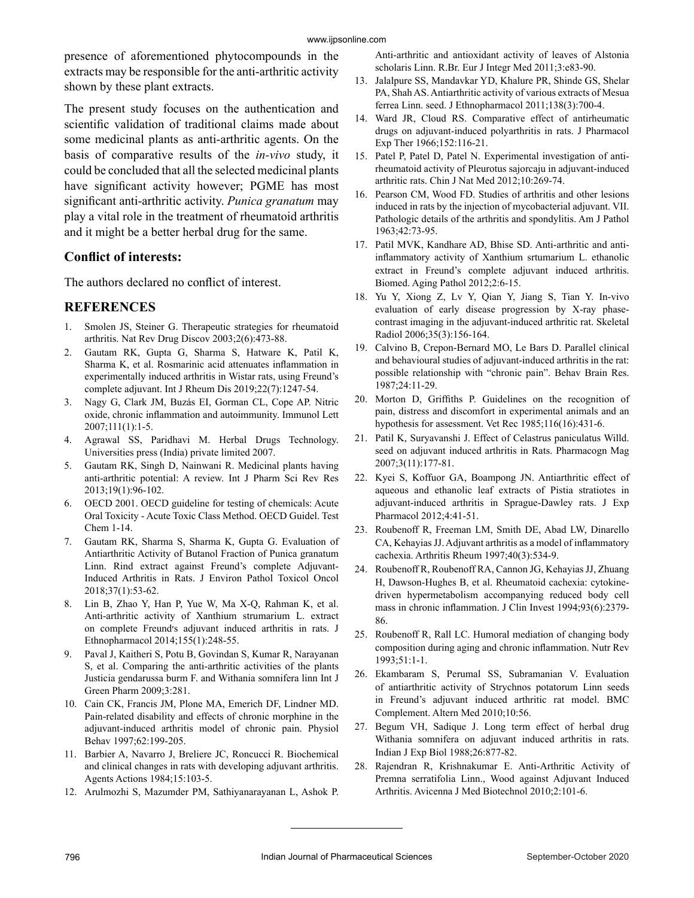presence of aforementioned phytocompounds in the extracts may be responsible for the anti-arthritic activity shown by these plant extracts.

The present study focuses on the authentication and scientific validation of traditional claims made about some medicinal plants as anti-arthritic agents. On the basis of comparative results of the *in-vivo* study, it could be concluded that all the selected medicinal plants have significant activity however; PGME has most significant anti-arthritic activity. *Punica granatum* may play a vital role in the treatment of rheumatoid arthritis and it might be a better herbal drug for the same.

### Conflict of interests:

The authors declared no conflict of interest.

## REFERENCES

1. Smolen JS, Steiner G. Therapeutic strategies for rheumatoid arthritis. Nat Rev Drug Discov 2003;2(6):473-88.
2. Gautam RK, Gupta G, Sharma S, Hatware K, Patil K, Sharma K, et al. Rosmarinic acid attenuates inflammation in experimentally induced arthritis in Wistar rats, using Freund's complete adjuvant. Int J Rheum Dis 2019;22(7):1247-54.
3. Nagy G, Clark JM, Buzás EI, Gorman CL, Cope AP. Nitric oxide, chronic inflammation and autoimmunity. Immunol Lett 2007;111(1):1-5.
4. Agrawal SS, Paridhavi M. Herbal Drugs Technology. Universities press (India) private limited 2007.
5. Gautam RK, Singh D, Nainwani R. Medicinal plants having anti-arthritic potential: A review. Int J Pharm Sci Rev Res 2013;19(1):96-102.
6. OECD 2001. OECD guideline for testing of chemicals: Acute Oral Toxicity - Acute Toxic Class Method. OECD Guidel. Test Chem 1-14.
7. Gautam RK, Sharma S, Sharma K, Gupta G. Evaluation of Antiarthritic Activity of Butanol Fraction of Punica granatum Linn. Rind extract against Freund's complete Adjuvant-Induced Arthritis in Rats. J Environ Pathol Toxicol Oncol 2018;37(1):53-62.
8. Lin B, Zhao Y, Han P, Yue W, Ma X-Q, Rahman K, et al. Anti-arthritic activity of Xanthium strumarium L. extract on complete Freund's adjuvant induced arthritis in rats. J Ethnopharmacol 2014;155(1):248-55.
9. Paval J, Kaitheri S, Potu B, Govindan S, Kumar R, Narayanan S, et al. Comparing the anti-arthritic activities of the plants Justicia gendarussa burm F. and Withania somnifera linn Int J Green Pharm 2009;3:281.
10. Cain CK, Francis JM, Plone MA, Emerich DF, Lindner MD. Pain-related disability and effects of chronic morphine in the adjuvant-induced arthritis model of chronic pain. Physiol Behav 1997;62:199-205.
11. Barbier A, Navarro J, Breliere JC, Roncucci R. Biochemical and clinical changes in rats with developing adjuvant arthritis. Agents Actions 1984;15:103-5.
12. Arulmozhi S, Mazumder PM, Sathiyanarayanan L, Ashok P. Anti-arthritic and antioxidant activity of leaves of Alstonia scholaris Linn. R.Br. Eur J Integr Med 2011;3:e83-90.
13. Jalalpure SS, Mandavkar YD, Khalure PR, Shinde GS, Shelar PA, Shah AS. Antiarthritic activity of various extracts of Mesua ferrea Linn. seed. J Ethnopharmacol 2011;138(3):700-4.
14. Ward JR, Cloud RS. Comparative effect of antirheumatic drugs on adjuvant-induced polyarthritis in rats. J Pharmacol Exp Ther 1966;152:116-21.
15. Patel P, Patel D, Patel N. Experimental investigation of anti-rheumatoid activity of Pleurotus sajorcaju in adjuvant-induced arthritic rats. Chin J Nat Med 2012;10:269-74.
16. Pearson CM, Wood FD. Studies of arthritis and other lesions induced in rats by the injection of mycobacterial adjuvant. VII. Pathologic details of the arthritis and spondylitis. Am J Pathol 1963;42:73-95.
17. Patil MVK, Kandhare AD, Bhise SD. Anti-arthritic and anti-inflammatory activity of Xanthium srtumarium L. ethanolic extract in Freund's complete adjuvant induced arthritis. Biomed. Aging Pathol 2012;2:6-15.
18. Yu Y, Xiong Z, Lv Y, Qian Y, Jiang S, Tian Y. In-vivo evaluation of early disease progression by X-ray phase-contrast imaging in the adjuvant-induced arthritic rat. Skeletal Radiol 2006;35(3):156-164.
19. Calvino B, Crepon-Bernard MO, Le Bars D. Parallel clinical and behavioural studies of adjuvant-induced arthritis in the rat: possible relationship with "chronic pain". Behav Brain Res. 1987;24:11-29.
20. Morton D, Griffiths P. Guidelines on the recognition of pain, distress and discomfort in experimental animals and an hypothesis for assessment. Vet Rec 1985;116(16):431-6.
21. Patil K, Suryavanshi J. Effect of Celastrus paniculatus Willd. seed on adjuvant induced arthritis in Rats. Pharmacogn Mag 2007;3(11):177-81.
22. Kyei S, Koffuor GA, Boampong JN. Antiarthritic effect of aqueous and ethanolic leaf extracts of Pistia stratiotes in adjuvant-induced arthritis in Sprague-Dawley rats. J Exp Pharmacol 2012;4:41-51.
23. Roubenoff R, Freeman LM, Smith DE, Abad LW, Dinarello CA, Kehayias JJ. Adjuvant arthritis as a model of inflammatory cachexia. Arthritis Rheum 1997;40(3):534-9.
24. Roubenoff R, Roubenoff RA, Cannon JG, Kehayias JJ, Zhuang H, Dawson-Hughes B, et al. Rheumatoid cachexia: cytokine-driven hypermetabolism accompanying reduced body cell mass in chronic inflammation. J Clin Invest 1994;93(6):2379-86.
25. Roubenoff R, Rall LC. Humoral mediation of changing body composition during aging and chronic inflammation. Nutr Rev 1993;51:1-1.
26. Ekambaram S, Perumal SS, Subramanian V. Evaluation of antiarthritic activity of Strychnos potatorum Linn seeds in Freund's adjuvant induced arthritic rat model. BMC Complement. Altern Med 2010;10:56.
27. Begum VH, Sadique J. Long term effect of herbal drug Withania somnifera on adjuvant induced arthritis in rats. Indian J Exp Biol 1988;26:877-82.
28. Rajendran R, Krishnakumar E. Anti-Arthritic Activity of Premna serratifolia Linn., Wood against Adjuvant Induced Arthritis. Avicenna J Med Biotechnol 2010;2:101-6.